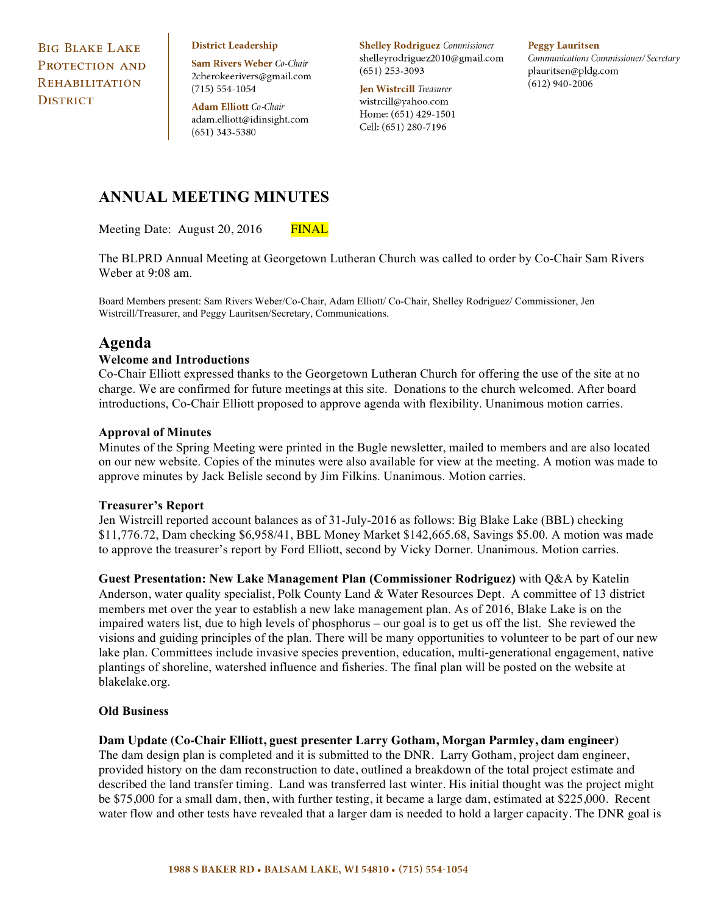**Big Blake Lake Protection and Rehabilitation District**

**District Leadership**

**Sam Rivers Weber** *Co-Chair*
2cherokeerivers@gmail.com
(715) 554-1054

**Adam Elliott** *Co-Chair*
adam.elliott@idinsight.com
(651) 343-5380

**Shelley Rodriguez** *Commissioner*
shelleyrodriguez2010@gmail.com
(651) 253-3093

**Jen Wistrcill** *Treasurer*
wistrcill@yahoo.com
Home: (651) 429-1501
Cell: (651) 280-7196

**Peggy Lauritsen**
*Communications Commissioner/ Secretary*
plauritsen@pldg.com
(612) 940-2006

# ANNUAL MEETING MINUTES

Meeting Date: August 20, 2016 FINAL

The BLPRD Annual Meeting at Georgetown Lutheran Church was called to order by Co-Chair Sam Rivers Weber at 9:08 am.

Board Members present: Sam Rivers Weber/Co-Chair, Adam Elliott/ Co-Chair, Shelley Rodriguez/ Commissioner, Jen Wistrcill/Treasurer, and Peggy Lauritsen/Secretary, Communications.

## Agenda

### Welcome and Introductions

Co-Chair Elliott expressed thanks to the Georgetown Lutheran Church for offering the use of the site at no charge. We are confirmed for future meetings at this site. Donations to the church welcomed. After board introductions, Co-Chair Elliott proposed to approve agenda with flexibility. Unanimous motion carries.

### Approval of Minutes

Minutes of the Spring Meeting were printed in the Bugle newsletter, mailed to members and are also located on our new website. Copies of the minutes were also available for view at the meeting. A motion was made to approve minutes by Jack Belisle second by Jim Filkins. Unanimous. Motion carries.

### Treasurer's Report

Jen Wistrcill reported account balances as of 31-July-2016 as follows: Big Blake Lake (BBL) checking $11,776.72, Dam checking $6,958/41, BBL Money Market $142,665.68, Savings $5.00. A motion was made to approve the treasurer's report by Ford Elliott, second by Vicky Dorner. Unanimous. Motion carries.

**Guest Presentation: New Lake Management Plan (Commissioner Rodriguez)** with Q&A by Katelin Anderson, water quality specialist, Polk County Land & Water Resources Dept. A committee of 13 district members met over the year to establish a new lake management plan. As of 2016, Blake Lake is on the impaired waters list, due to high levels of phosphorus – our goal is to get us off the list. She reviewed the visions and guiding principles of the plan. There will be many opportunities to volunteer to be part of our new lake plan. Committees include invasive species prevention, education, multi-generational engagement, native plantings of shoreline, watershed influence and fisheries. The final plan will be posted on the website at blakelake.org.

### Old Business

**Dam Update (Co-Chair Elliott, guest presenter Larry Gotham, Morgan Parmley, dam engineer)**

The dam design plan is completed and it is submitted to the DNR. Larry Gotham, project dam engineer, provided history on the dam reconstruction to date, outlined a breakdown of the total project estimate and described the land transfer timing. Land was transferred last winter. His initial thought was the project might be $75,000 for a small dam, then, with further testing, it became a large dam, estimated at $225,000. Recent water flow and other tests have revealed that a larger dam is needed to hold a larger capacity. The DNR goal is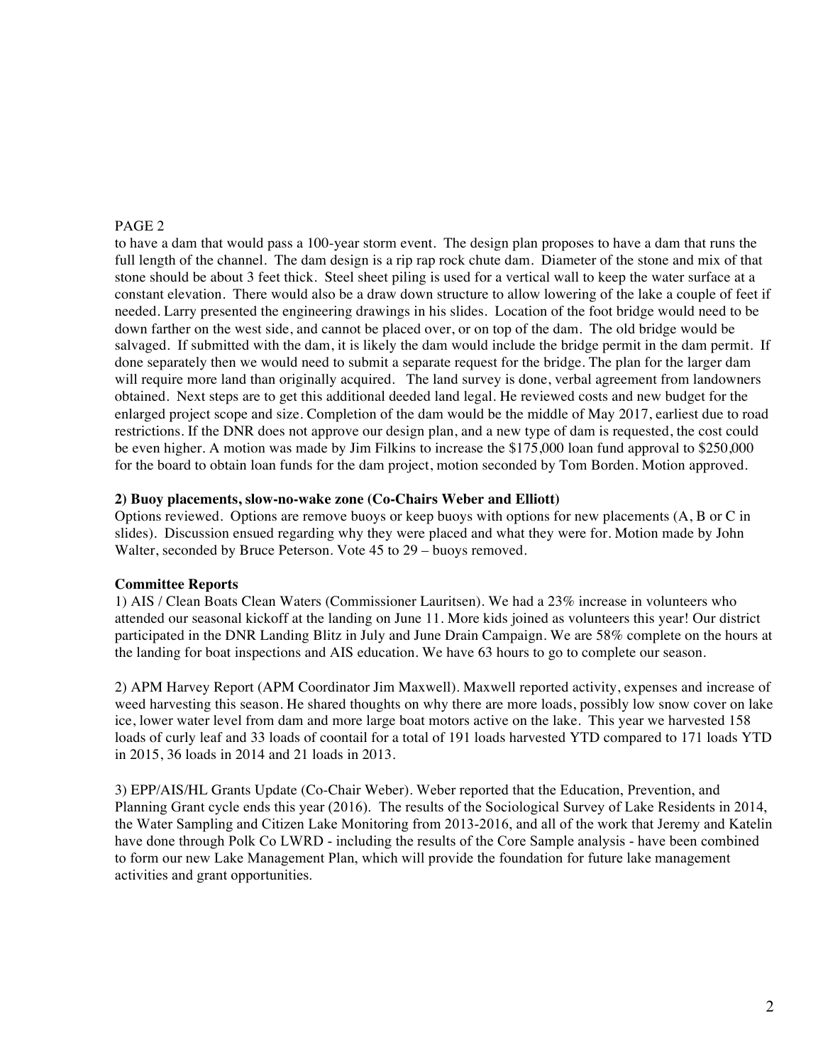PAGE 2

to have a dam that would pass a 100-year storm event. The design plan proposes to have a dam that runs the full length of the channel. The dam design is a rip rap rock chute dam. Diameter of the stone and mix of that stone should be about 3 feet thick. Steel sheet piling is used for a vertical wall to keep the water surface at a constant elevation. There would also be a draw down structure to allow lowering of the lake a couple of feet if needed. Larry presented the engineering drawings in his slides. Location of the foot bridge would need to be down farther on the west side, and cannot be placed over, or on top of the dam. The old bridge would be salvaged. If submitted with the dam, it is likely the dam would include the bridge permit in the dam permit. If done separately then we would need to submit a separate request for the bridge. The plan for the larger dam will require more land than originally acquired. The land survey is done, verbal agreement from landowners obtained. Next steps are to get this additional deeded land legal. He reviewed costs and new budget for the enlarged project scope and size. Completion of the dam would be the middle of May 2017, earliest due to road restrictions. If the DNR does not approve our design plan, and a new type of dam is requested, the cost could be even higher. A motion was made by Jim Filkins to increase the $175,000 loan fund approval to $250,000 for the board to obtain loan funds for the dam project, motion seconded by Tom Borden. Motion approved.

**2) Buoy placements, slow-no-wake zone (Co-Chairs Weber and Elliott)**

Options reviewed. Options are remove buoys or keep buoys with options for new placements (A, B or C in slides). Discussion ensued regarding why they were placed and what they were for. Motion made by John Walter, seconded by Bruce Peterson. Vote 45 to 29 – buoys removed.

**Committee Reports**

1) AIS / Clean Boats Clean Waters (Commissioner Lauritsen). We had a 23% increase in volunteers who attended our seasonal kickoff at the landing on June 11. More kids joined as volunteers this year! Our district participated in the DNR Landing Blitz in July and June Drain Campaign. We are 58% complete on the hours at the landing for boat inspections and AIS education. We have 63 hours to go to complete our season.

2) APM Harvey Report (APM Coordinator Jim Maxwell). Maxwell reported activity, expenses and increase of weed harvesting this season. He shared thoughts on why there are more loads, possibly low snow cover on lake ice, lower water level from dam and more large boat motors active on the lake. This year we harvested 158 loads of curly leaf and 33 loads of coontail for a total of 191 loads harvested YTD compared to 171 loads YTD in 2015, 36 loads in 2014 and 21 loads in 2013.

3) EPP/AIS/HL Grants Update (Co-Chair Weber). Weber reported that the Education, Prevention, and Planning Grant cycle ends this year (2016). The results of the Sociological Survey of Lake Residents in 2014, the Water Sampling and Citizen Lake Monitoring from 2013-2016, and all of the work that Jeremy and Katelin have done through Polk Co LWRD - including the results of the Core Sample analysis - have been combined to form our new Lake Management Plan, which will provide the foundation for future lake management activities and grant opportunities.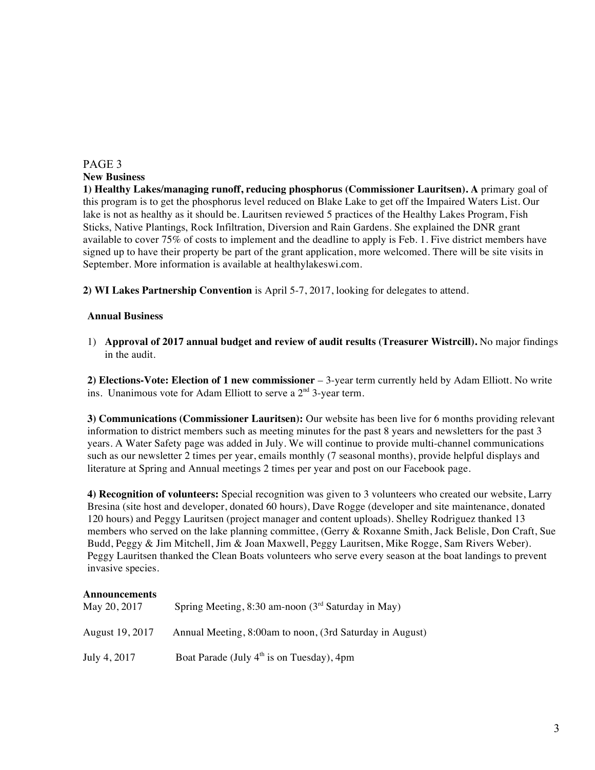PAGE 3

**New Business**

**1) Healthy Lakes/managing runoff, reducing phosphorus (Commissioner Lauritsen). A** primary goal of this program is to get the phosphorus level reduced on Blake Lake to get off the Impaired Waters List. Our lake is not as healthy as it should be. Lauritsen reviewed 5 practices of the Healthy Lakes Program, Fish Sticks, Native Plantings, Rock Infiltration, Diversion and Rain Gardens. She explained the DNR grant available to cover 75% of costs to implement and the deadline to apply is Feb. 1. Five district members have signed up to have their property be part of the grant application, more welcomed. There will be site visits in September. More information is available at healthylakeswi.com.

**2) WI Lakes Partnership Convention** is April 5-7, 2017, looking for delegates to attend.

**Annual Business**

1) **Approval of 2017 annual budget and review of audit results (Treasurer Wistrcill).** No major findings in the audit.

**2) Elections-Vote: Election of 1 new commissioner** – 3-year term currently held by Adam Elliott. No write ins. Unanimous vote for Adam Elliott to serve a 2nd 3-year term.

**3) Communications (Commissioner Lauritsen):** Our website has been live for 6 months providing relevant information to district members such as meeting minutes for the past 8 years and newsletters for the past 3 years. A Water Safety page was added in July. We will continue to provide multi-channel communications such as our newsletter 2 times per year, emails monthly (7 seasonal months), provide helpful displays and literature at Spring and Annual meetings 2 times per year and post on our Facebook page.

**4) Recognition of volunteers:** Special recognition was given to 3 volunteers who created our website, Larry Bresina (site host and developer, donated 60 hours), Dave Rogge (developer and site maintenance, donated 120 hours) and Peggy Lauritsen (project manager and content uploads). Shelley Rodriguez thanked 13 members who served on the lake planning committee, (Gerry & Roxanne Smith, Jack Belisle, Don Craft, Sue Budd, Peggy & Jim Mitchell, Jim & Joan Maxwell, Peggy Lauritsen, Mike Rogge, Sam Rivers Weber). Peggy Lauritsen thanked the Clean Boats volunteers who serve every season at the boat landings to prevent invasive species.

**Announcements**

| | |
|---|---|
| May 20, 2017 | Spring Meeting, 8:30 am-noon (3rd Saturday in May) |
| August 19, 2017 | Annual Meeting, 8:00am to noon, (3rd Saturday in August) |
| July 4, 2017 | Boat Parade (July 4th is on Tuesday), 4pm |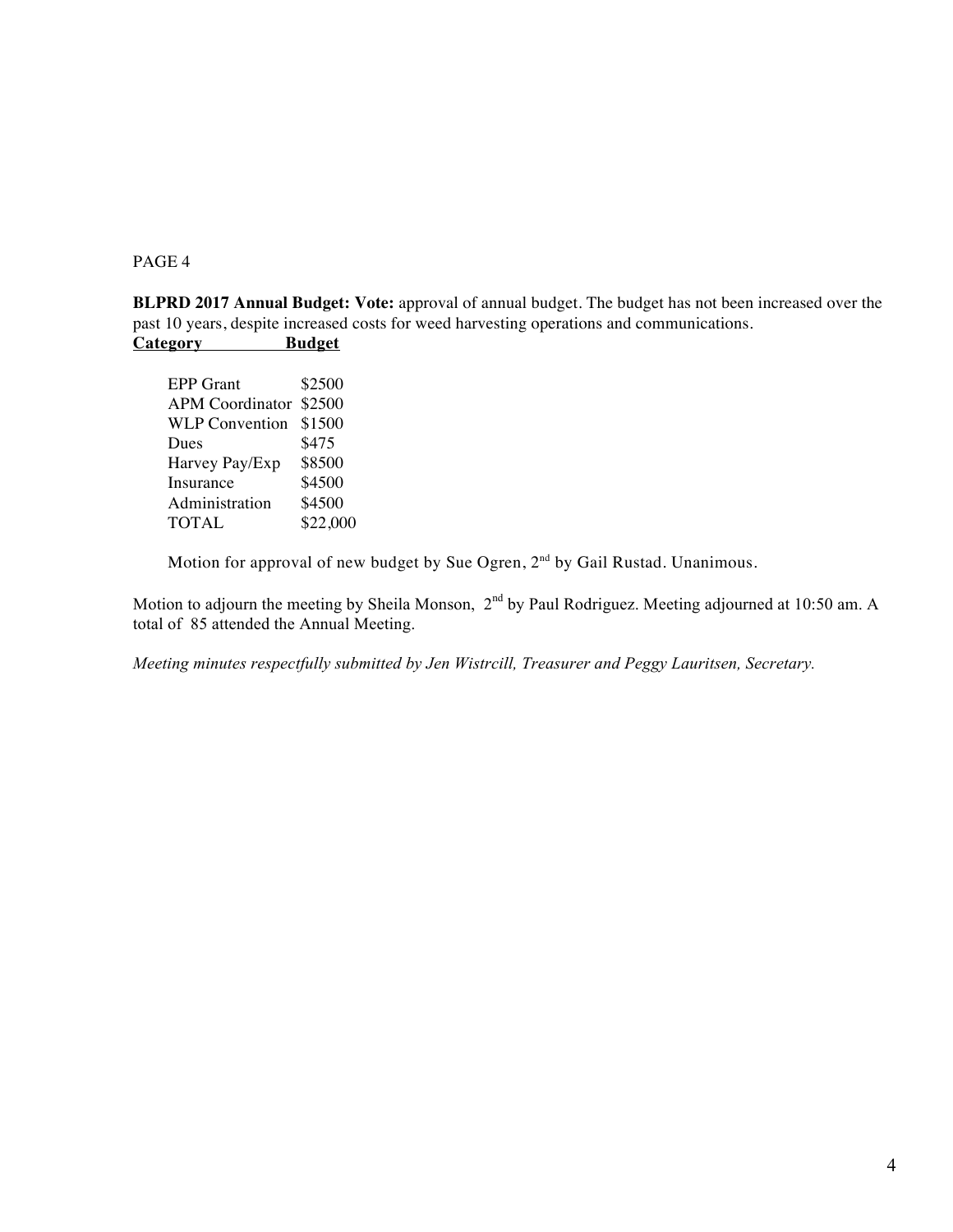PAGE 4

**BLPRD 2017 Annual Budget: Vote:** approval of annual budget. The budget has not been increased over the past 10 years, despite increased costs for weed harvesting operations and communications.

| **Category** | **Budget** |
|---|---|
| EPP Grant | $2500 |
| APM Coordinator | $2500 |
| WLP Convention | $1500 |
| Dues | $475 |
| Harvey Pay/Exp | $8500 |
| Insurance | $4500 |
| Administration | $4500 |
| TOTAL | $22,000 |

Motion for approval of new budget by Sue Ogren, 2nd by Gail Rustad. Unanimous.

Motion to adjourn the meeting by Sheila Monson, 2nd by Paul Rodriguez. Meeting adjourned at 10:50 am. A total of 85 attended the Annual Meeting.

*Meeting minutes respectfully submitted by Jen Wistrcill, Treasurer and Peggy Lauritsen, Secretary.*